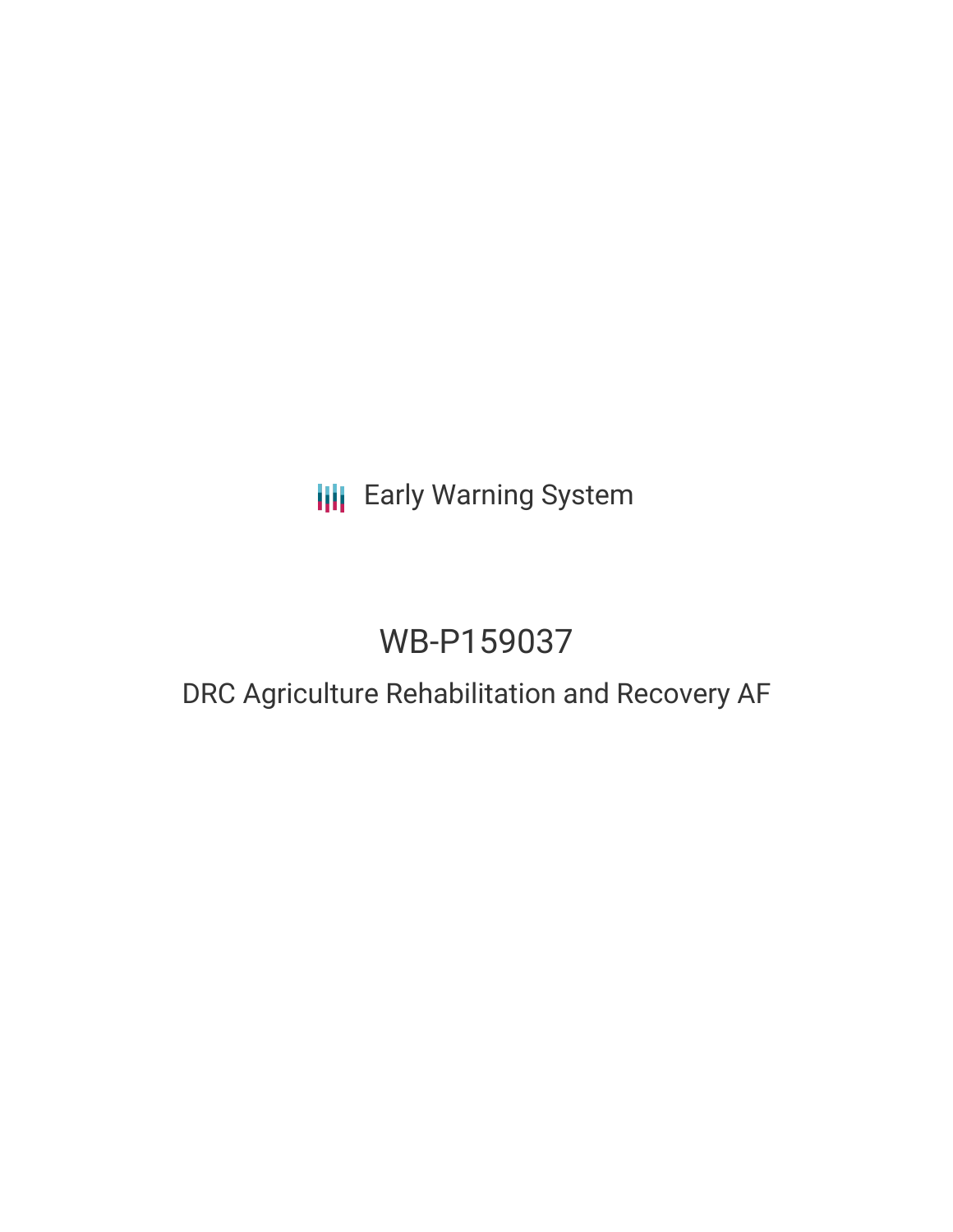Early Warning System

# WB-P159037

## DRC Agriculture Rehabilitation and Recovery AF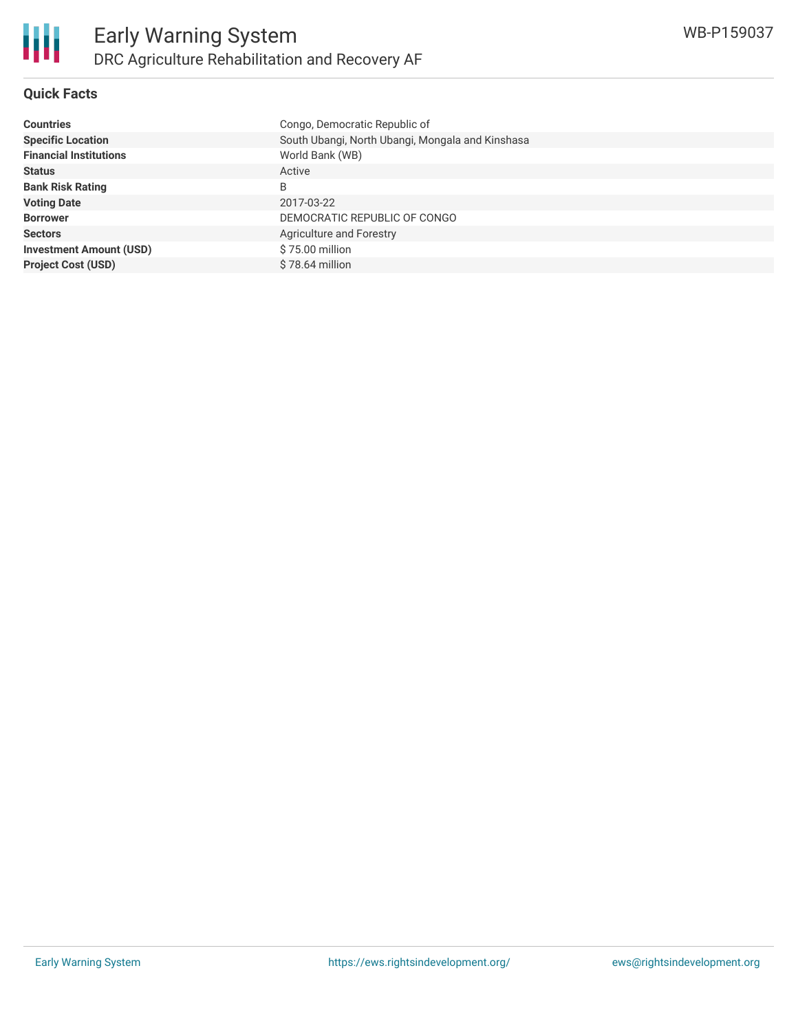# Early Warning System

## DRC Agriculture Rehabilitation and Recovery AF

WB-P159037

### Quick Facts

| | |
|---|---|
| **Countries** | Congo, Democratic Republic of |
| **Specific Location** | South Ubangi, North Ubangi, Mongala and Kinshasa |
| **Financial Institutions** | World Bank (WB) |
| **Status** | Active |
| **Bank Risk Rating** | B |
| **Voting Date** | 2017-03-22 |
| **Borrower** | DEMOCRATIC REPUBLIC OF CONGO |
| **Sectors** | Agriculture and Forestry |
| **Investment Amount (USD)** | $ 75.00 million |
| **Project Cost (USD)** | $ 78.64 million |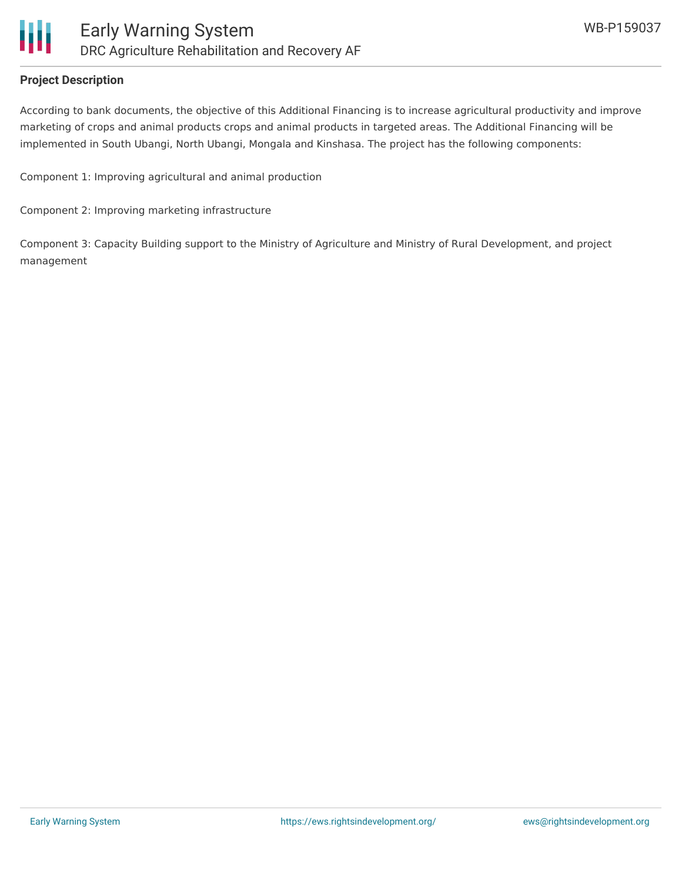**Project Description**

According to bank documents, the objective of this Additional Financing is to increase agricultural productivity and improve marketing of crops and animal products crops and animal products in targeted areas. The Additional Financing will be implemented in South Ubangi, North Ubangi, Mongala and Kinshasa. The project has the following components:

Component 1: Improving agricultural and animal production

Component 2: Improving marketing infrastructure

Component 3: Capacity Building support to the Ministry of Agriculture and Ministry of Rural Development, and project management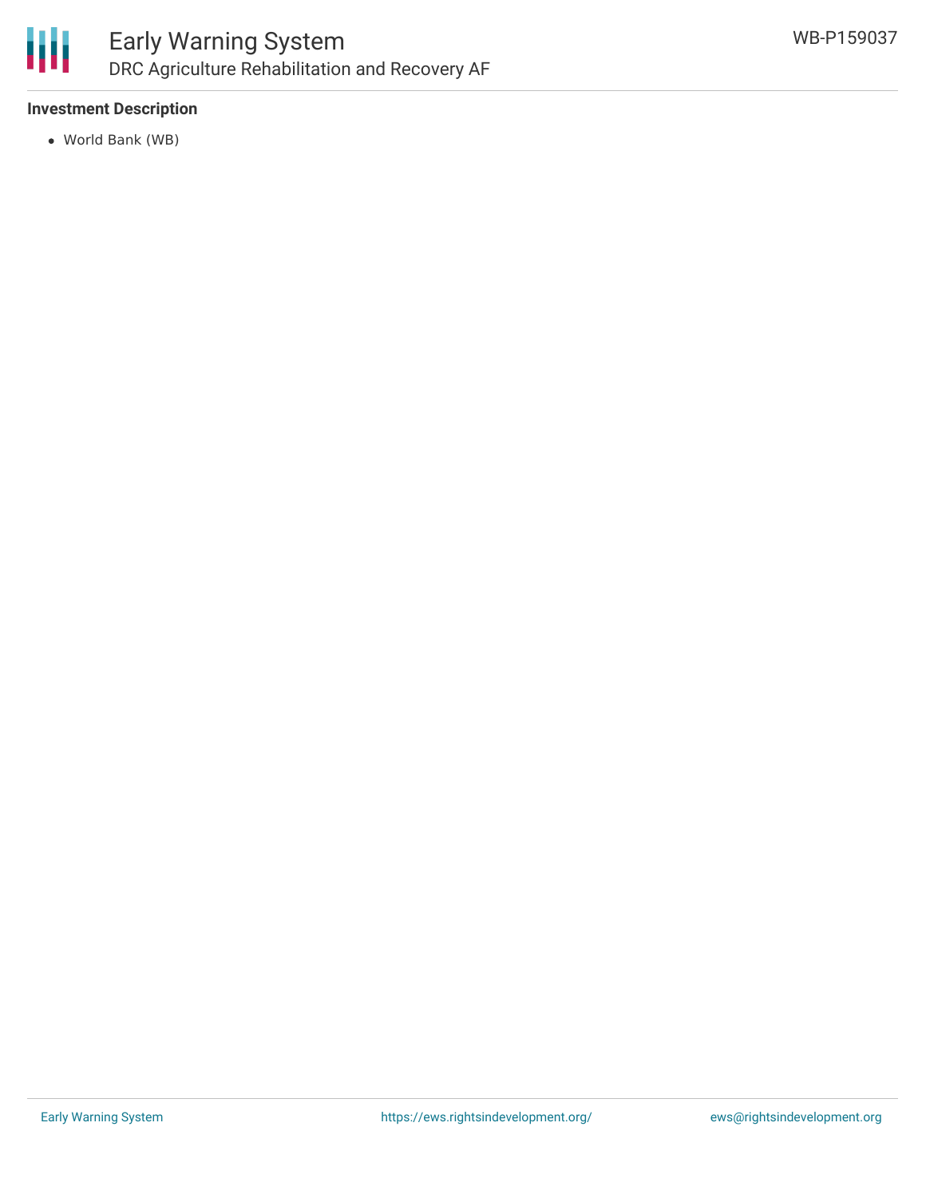### Investment Description

- World Bank (WB)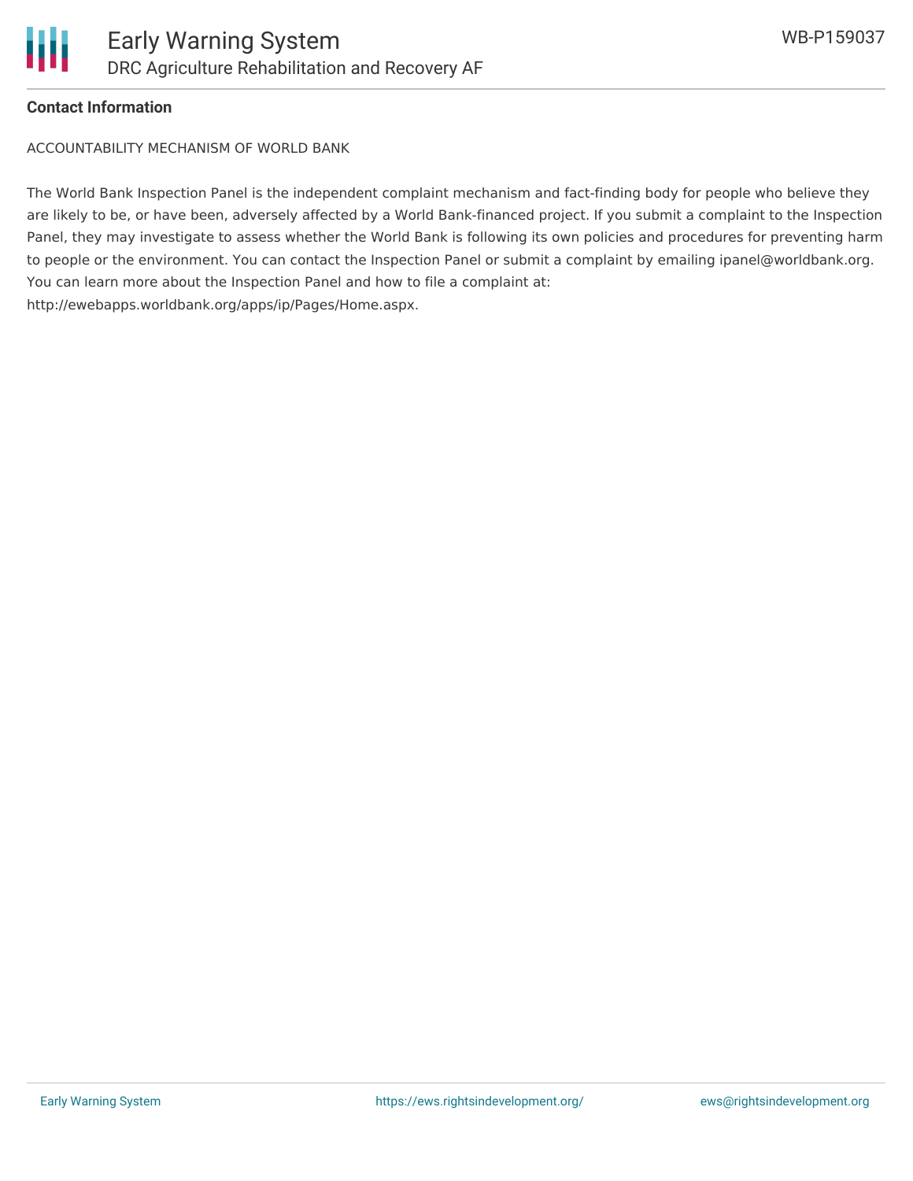## Contact Information

ACCOUNTABILITY MECHANISM OF WORLD BANK

The World Bank Inspection Panel is the independent complaint mechanism and fact-finding body for people who believe they are likely to be, or have been, adversely affected by a World Bank-financed project. If you submit a complaint to the Inspection Panel, they may investigate to assess whether the World Bank is following its own policies and procedures for preventing harm to people or the environment. You can contact the Inspection Panel or submit a complaint by emailing ipanel@worldbank.org. You can learn more about the Inspection Panel and how to file a complaint at: http://ewebapps.worldbank.org/apps/ip/Pages/Home.aspx.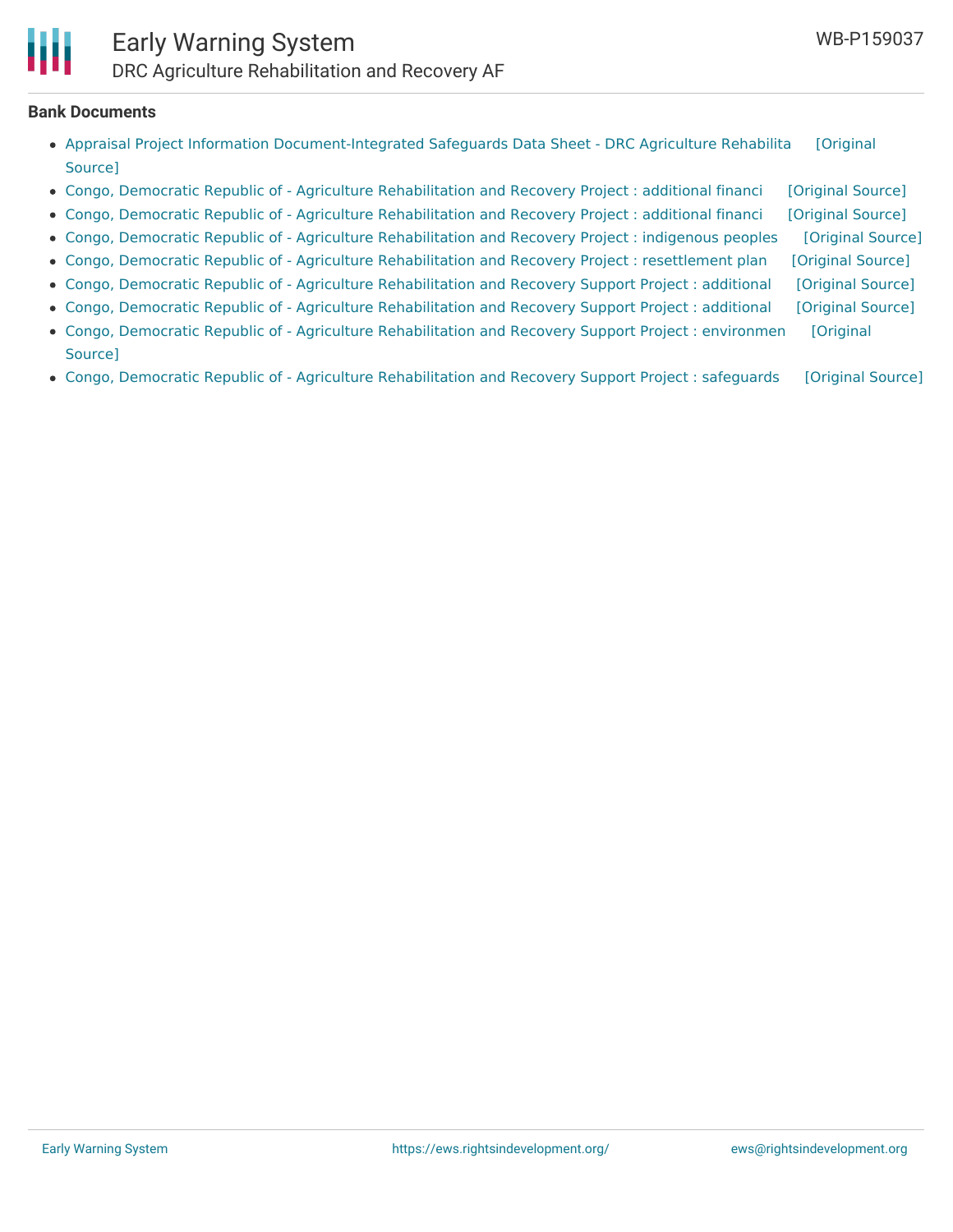## Bank Documents

- Appraisal Project Information Document-Integrated Safeguards Data Sheet - DRC Agriculture Rehabilita [Original Source]
- Congo, Democratic Republic of - Agriculture Rehabilitation and Recovery Project : additional financi [Original Source]
- Congo, Democratic Republic of - Agriculture Rehabilitation and Recovery Project : additional financi [Original Source]
- Congo, Democratic Republic of - Agriculture Rehabilitation and Recovery Project : indigenous peoples [Original Source]
- Congo, Democratic Republic of - Agriculture Rehabilitation and Recovery Project : resettlement plan [Original Source]
- Congo, Democratic Republic of - Agriculture Rehabilitation and Recovery Support Project : additional [Original Source]
- Congo, Democratic Republic of - Agriculture Rehabilitation and Recovery Support Project : additional [Original Source]
- Congo, Democratic Republic of - Agriculture Rehabilitation and Recovery Support Project : environmen [Original Source]
- Congo, Democratic Republic of - Agriculture Rehabilitation and Recovery Support Project : safeguards [Original Source]